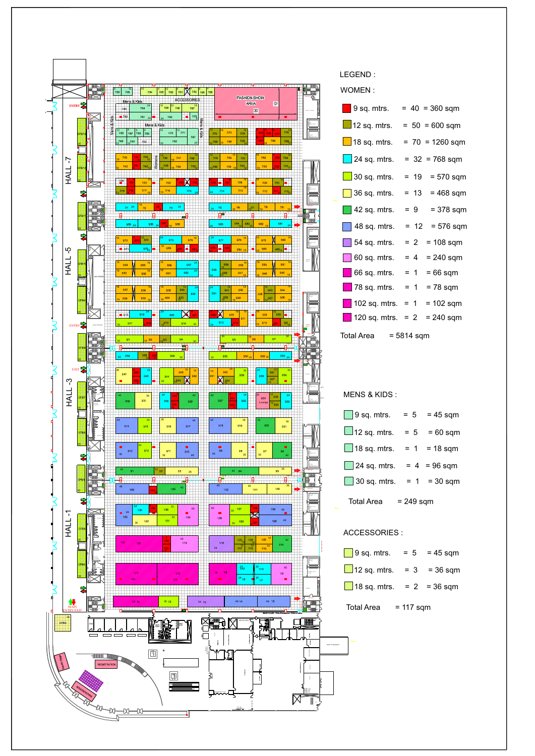LEGEND :

WOMEN :

| Size | | Count | | Area |
|---|---|---|---|---|
| 9 sq. mtrs. | = | 40 | = | 360 sqm |
| 12 sq. mtrs. | = | 50 | = | 600 sqm |
| 18 sq. mtrs. | = | 70 | = | 1260 sqm |
| 24 sq. mtrs. | = | 32 | = | 768 sqm |
| 30 sq. mtrs. | = | 19 | = | 570 sqm |
| 36 sq. mtrs. | = | 13 | = | 468 sqm |
| 42 sq. mtrs. | = | 9 | = | 378 sqm |
| 48 sq. mtrs. | = | 12 | = | 576 sqm |
| 54 sq. mtrs. | = | 2 | = | 108 sqm |
| 60 sq. mtrs. | = | 4 | = | 240 sqm |
| 66 sq. mtrs. | = | 1 | = | 66 sqm |
| 78 sq. mtrs. | = | 1 | = | 78 sqm |
| 102 sq. mtrs. | = | 1 | = | 102 sqm |
| 120 sq. mtrs. | = | 2 | = | 240 sqm |

Total Area = 5814 sqm

MENS & KIDS :

| Size | | Count | | Area |
|---|---|---|---|---|
| 9 sq. mtrs. | = | 5 | = | 45 sqm |
| 12 sq. mtrs. | = | 5 | = | 60 sqm |
| 18 sq. mtrs. | = | 1 | = | 18 sqm |
| 24 sq. mtrs. | = | 4 | = | 96 sqm |
| 30 sq. mtrs. | = | 1 | = | 30 sqm |

Total Area = 249 sqm

ACCESSORIES :

| Size | | Count | | Area |
|---|---|---|---|---|
| 9 sq. mtrs. | = | 5 | = | 45 sqm |
| 12 sq. mtrs. | = | 3 | = | 36 sqm |
| 18 sq. mtrs. | = | 2 | = | 36 sqm |

Total Area = 117 sqm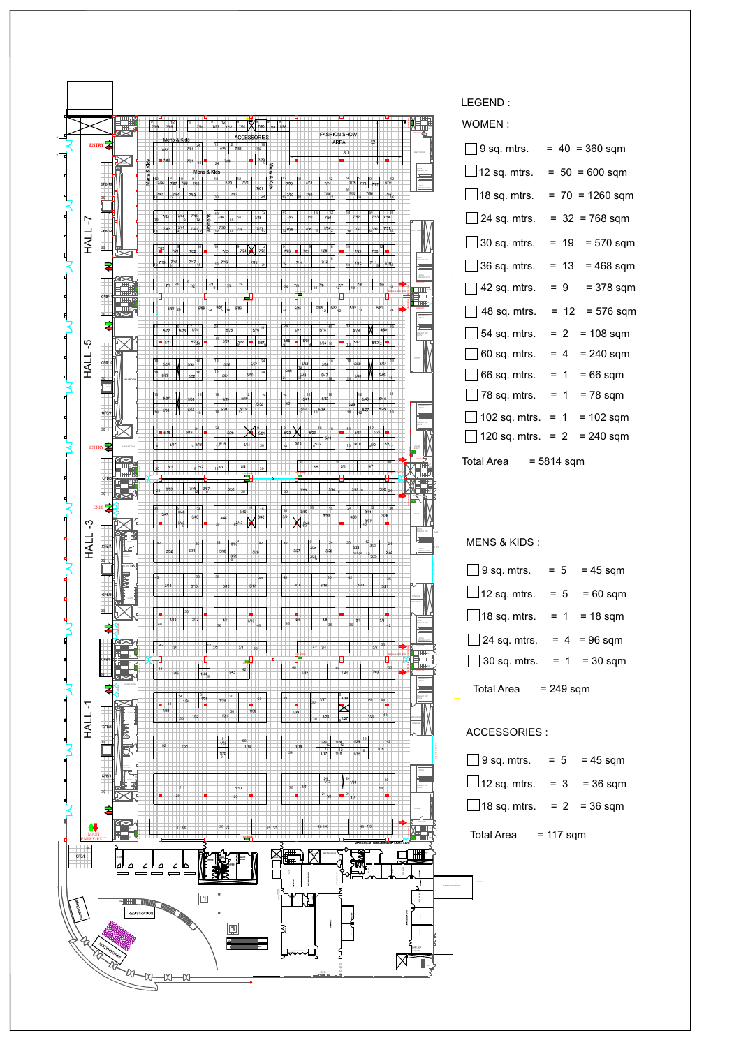HALL -7

HALL -5

HALL -3

HALL -1

## LEGEND :

### WOMEN :

| | | |
|---|---|---|
| 9 sq. mtrs. | = 40 | = 360 sqm |
| 12 sq. mtrs. | = 50 | = 600 sqm |
| 18 sq. mtrs. | = 70 | = 1260 sqm |
| 24 sq. mtrs. | = 32 | = 768 sqm |
| 30 sq. mtrs. | = 19 | = 570 sqm |
| 36 sq. mtrs. | = 13 | = 468 sqm |
| 42 sq. mtrs. | = 9 | = 378 sqm |
| 48 sq. mtrs. | = 12 | = 576 sqm |
| 54 sq. mtrs. | = 2 | = 108 sqm |
| 60 sq. mtrs. | = 4 | = 240 sqm |
| 66 sq. mtrs. | = 1 | = 66 sqm |
| 78 sq. mtrs. | = 1 | = 78 sqm |
| 102 sq. mtrs. | = 1 | = 102 sqm |
| 120 sq. mtrs. | = 2 | = 240 sqm |

Total Area = 5814 sqm

### MENS & KIDS :

| | | |
|---|---|---|
| 9 sq. mtrs. | = 5 | = 45 sqm |
| 12 sq. mtrs. | = 5 | = 60 sqm |
| 18 sq. mtrs. | = 1 | = 18 sqm |
| 24 sq. mtrs. | = 4 | = 96 sqm |
| 30 sq. mtrs. | = 1 | = 30 sqm |

Total Area = 249 sqm

### ACCESSORIES :

| | | |
|---|---|---|
| 9 sq. mtrs. | = 5 | = 45 sqm |
| 12 sq. mtrs. | = 3 | = 36 sqm |
| 18 sq. mtrs. | = 2 | = 36 sqm |

Total Area = 117 sqm